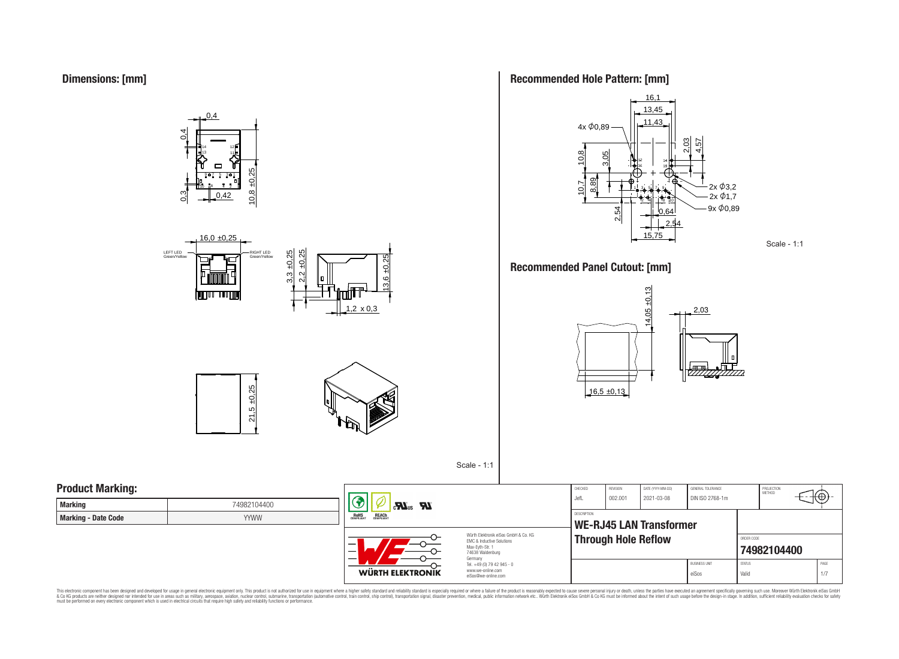## Dimensions: [mm]

0,4
0,4
14 12
13 11
0,3
0,42
10,8 ±0,25

16,0 ±0,25
LEFT LED Green/Yellow
RIGHT LED Green/Yellow

3,3 ±0,25
2,2 ±0,25
13,6 ±0,25
1,2 x 0,3

21,5 ±0,25

Scale - 1:1

## Recommended Hole Pattern: [mm]

16,1
13,45
11,43
4x Φ0,89
10,8
3,05
2,03
4,57
10,7
8,89
2x Φ3,2
2x Φ1,7
9x Φ0,89
2,54
0,64
2,54
15,75

Scale - 1:1

## Recommended Panel Cutout: [mm]

14,05 ±0,13
2,03
16,5 ±0,13

## Product Marking:

| Marking | 74982104400 |
|---|---|
| Marking - Date Code | YYWW |

| CHECKED | REVISION | DATE (YYYY-MM-DD) | GENERAL TOLERANCE | PROJECTION METHOD |
|---|---|---|---|---|
| JefL | 002.001 | 2021-03-08 | DIN ISO 2768-1m | |

DESCRIPTION

**WE-RJ45 LAN Transformer Through Hole Reflow**

ORDER CODE: **74982104400**

BUSINESS UNIT: eiSos | STATUS: Valid | PAGE: 1/7

Würth Elektronik eiSos GmbH & Co. KG
EMC & Inductive Solutions
Max-Eyth-Str. 1
74638 Waldenburg
Germany
Tel. +49 (0) 79 42 945 - 0
www.we-online.com
eiSos@we-online.com

This electronic component has been designed and developed for usage in general electronic equipment only. This product is not authorized for use in equipment where a higher safety standard and reliability standard is especially required or where a failure of the product is reasonably expected to cause severe personal injury or death, unless the parties have executed an agreement specifically governing such use. Moreover Würth Elektronik eiSos GmbH & Co KG products are neither designed nor intended for use in areas such as military, aerospace, aviation, nuclear control, submarine, transportation (automotive control, train control, ship control), transportation signal, disaster prevention, medical, public information network etc.. Würth Elektronik eiSos GmbH & Co KG must be informed about the intent of such usage before the design-in stage. In addition, sufficient reliability evaluation checks for safety must be performed on every electronic component which is used in electrical circuits that require high safety and reliability functions or performance.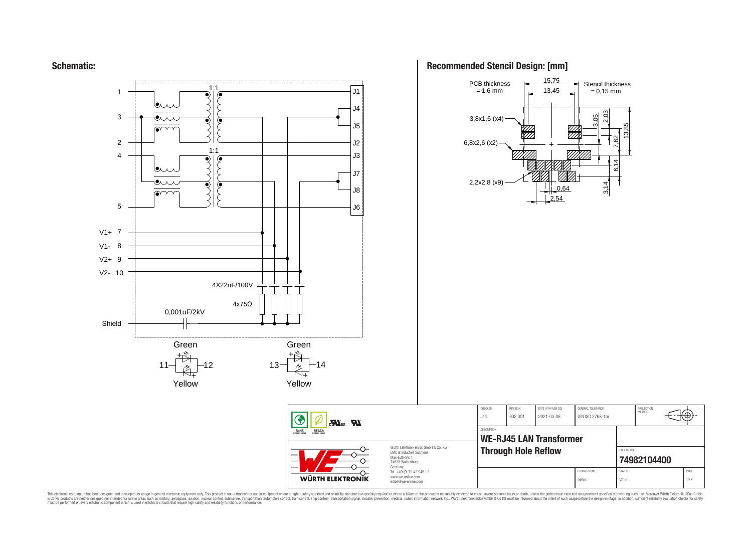## Schematic:

1, 3, 2, 4, 5

1:1

1:1

J1, J4, J5, J2, J3, J7, J8, J6

V1+ 7

V1- 8

V2+ 9

V2- 10

4X22nF/100V

4x75Ω

0,001uF/2kV

Shield

Green 11 12 Yellow

Green 13 14 Yellow

## Recommended Stencil Design: [mm]

PCB thickness = 1,6 mm

Stencil thickness = 0,15 mm

15,75

13,45

3,8x1,6 (x4)

6,8x2,6 (x2)

2,2x2,8 (x9)

3,05

2,03

13,85

7,62

6,14

3,14

0,64

2,54

| CHECKED | REVISION | DATE (YYYY-MM-DD) | GENERAL TOLERANCE | PROJECTION METHOD |
|---|---|---|---|---|
| JefL | 002.001 | 2021-03-08 | DIN ISO 2768-1m | |

DESCRIPTION

**WE-RJ45 LAN Transformer**
**Through Hole Reflow**

ORDER CODE: **74982104400**

| BUSINESS UNIT | STATUS | PAGE |
|---|---|---|
| eiSos | Valid | 2/7 |

Würth Elektronik eiSos GmbH & Co. KG
EMC & Inductive Solutions
Max-Eyth-Str. 1
74638 Waldenburg
Germany
Tel. +49 (0) 79 42 945 - 0
www.we-online.com
eiSos@we-online.com

This electronic component has been designed and developed for usage in general electronic equipment only. This product is not authorized for use in equipment where a higher safety standard and reliability standard is especially required or where a failure of the product is reasonably expected to cause severe personal injury or death, unless the parties have executed an agreement specifically governing such use. Moreover Würth Elektronik eiSos GmbH & Co KG products are neither designed nor intended for use in areas such as military, aerospace, aviation, nuclear control, submarine, transportation (automotive control, train control, ship control), transportation signal, disaster prevention, medical, public information network etc.. Würth Elektronik eiSos GmbH & Co KG must be informed about the intent of such usage before the design-in stage. In addition, sufficient reliability evaluation checks for safety must be performed on every electronic component which is used in electrical circuits that require high safety and reliability functions or performance.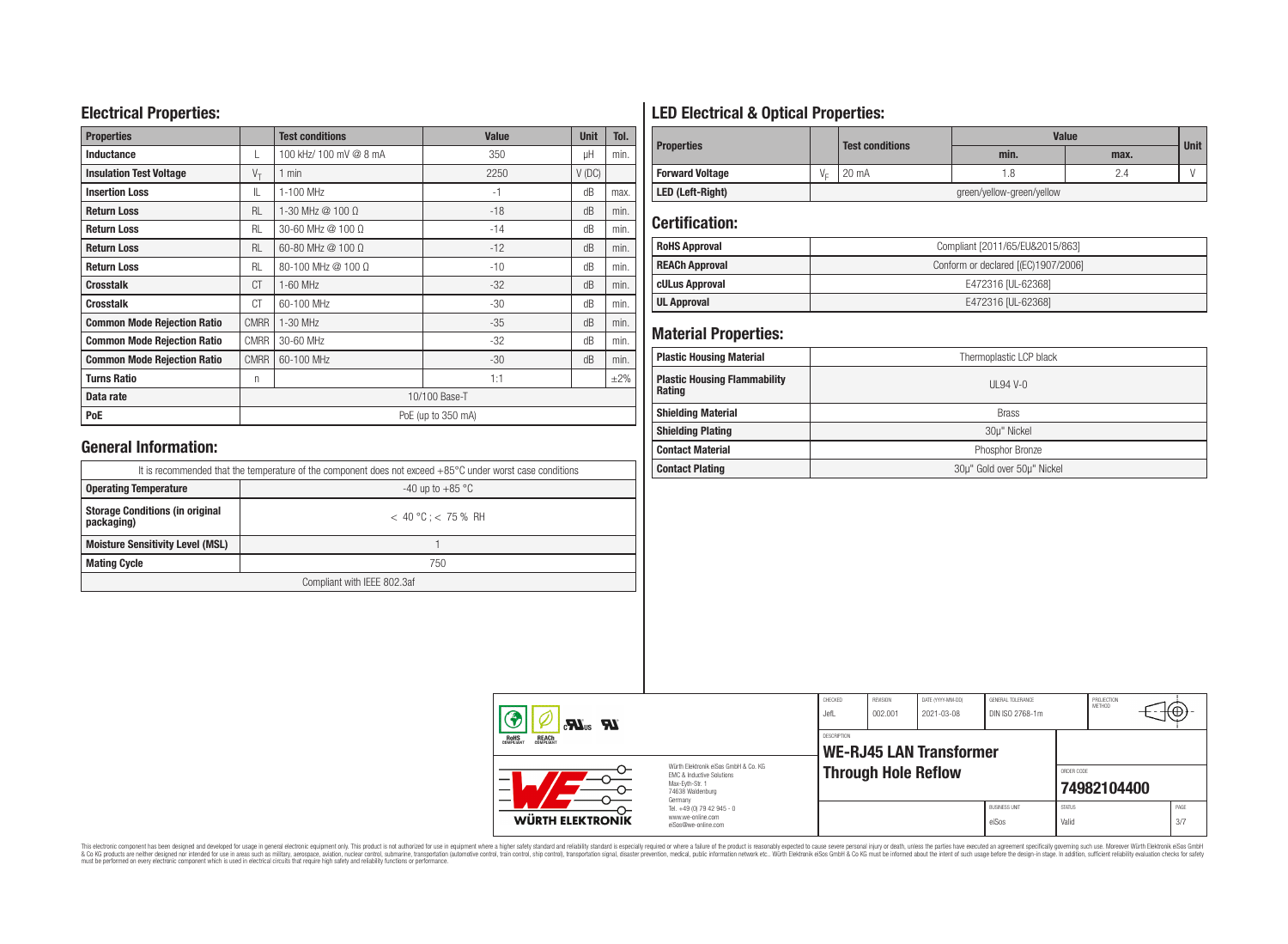## Electrical Properties:

| Properties | | Test conditions | Value | Unit | Tol. |
|---|---|---|---|---|---|
| Inductance | L | 100 kHz/ 100 mV @ 8 mA | 350 | µH | min. |
| Insulation Test Voltage | $V_T$ | 1 min | 2250 | V (DC) | |
| Insertion Loss | IL | 1-100 MHz | -1 | dB | max. |
| Return Loss | RL | 1-30 MHz @ 100 Ω | -18 | dB | min. |
| Return Loss | RL | 30-60 MHz @ 100 Ω | -14 | dB | min. |
| Return Loss | RL | 60-80 MHz @ 100 Ω | -12 | dB | min. |
| Return Loss | RL | 80-100 MHz @ 100 Ω | -10 | dB | min. |
| Crosstalk | CT | 1-60 MHz | -32 | dB | min. |
| Crosstalk | CT | 60-100 MHz | -30 | dB | min. |
| Common Mode Rejection Ratio | CMRR | 1-30 MHz | -35 | dB | min. |
| Common Mode Rejection Ratio | CMRR | 30-60 MHz | -32 | dB | min. |
| Common Mode Rejection Ratio | CMRR | 60-100 MHz | -30 | dB | min. |
| Turns Ratio | n | | 1:1 | | ±2% |
| Data rate | 10/100 Base-T | | | | |
| PoE | PoE (up to 350 mA) | | | | |

## General Information:

| It is recommended that the temperature of the component does not exceed +85°C under worst case conditions | |
|---|---|
| Operating Temperature | -40 up to +85 °C |
| Storage Conditions (in original packaging) | < 40 °C ; < 75 % RH |
| Moisture Sensitivity Level (MSL) | 1 |
| Mating Cycle | 750 |
| Compliant with IEEE 802.3af | |

## LED Electrical & Optical Properties:

| Properties | | Test conditions | Value | | Unit |
|---|---|---|---|---|---|
| | | | min. | max. | |
| Forward Voltage | $V_F$ | 20 mA | 1.8 | 2.4 | V |
| LED (Left-Right) | green/yellow-green/yellow | | | | |

## Certification:

| | |
|---|---|
| RoHS Approval | Compliant [2011/65/EU&2015/863] |
| REACh Approval | Conform or declared [(EC)1907/2006] |
| cULus Approval | E472316 [UL-62368] |
| UL Approval | E472316 [UL-62368] |

## Material Properties:

| | |
|---|---|
| Plastic Housing Material | Thermoplastic LCP black |
| Plastic Housing Flammability Rating | UL94 V-0 |
| Shielding Material | Brass |
| Shielding Plating | 30µ" Nickel |
| Contact Material | Phosphor Bronze |
| Contact Plating | 30µ" Gold over 50µ" Nickel |

| CHECKED | REVISION | DATE (YYYY-MM-DD) | GENERAL TOLERANCE | PROJECTION METHOD |
|---|---|---|---|---|
| JefL | 002.001 | 2021-03-08 | DIN ISO 2768-1m | |

DESCRIPTION: **WE-RJ45 LAN Transformer Through Hole Reflow**

ORDER CODE: **74982104400**

Würth Elektronik eiSos GmbH & Co. KG
EMC & Inductive Solutions
Max-Eyth-Str. 1
74638 Waldenburg
Germany
Tel. +49 (0) 79 42 945 - 0
www.we-online.com
eiSos@we-online.com

BUSINESS UNIT: eiSos | STATUS: Valid | PAGE: 3/7

This electronic component has been designed and developed for usage in general electronic equipment only. This product is not authorized for use in equipment where a higher safety standard and reliability standard is especially required or where a failure of the product is reasonably expected to cause severe personal injury or death, unless the parties have executed an agreement specifically governing such use. Moreover Würth Elektronik eiSos GmbH & Co KG products are neither designed nor intended for use in areas such as military, aerospace, aviation, nuclear control, submarine, transportation (automotive control, train control, ship control), transportation signal, disaster prevention, medical, public information network etc.. Würth Elektronik eiSos GmbH & Co KG must be informed about the intent of such usage before the design-in stage. In addition, sufficient reliability evaluation checks for safety must be performed on every electronic component which is used in electrical circuits that require high safety and reliability functions or performance.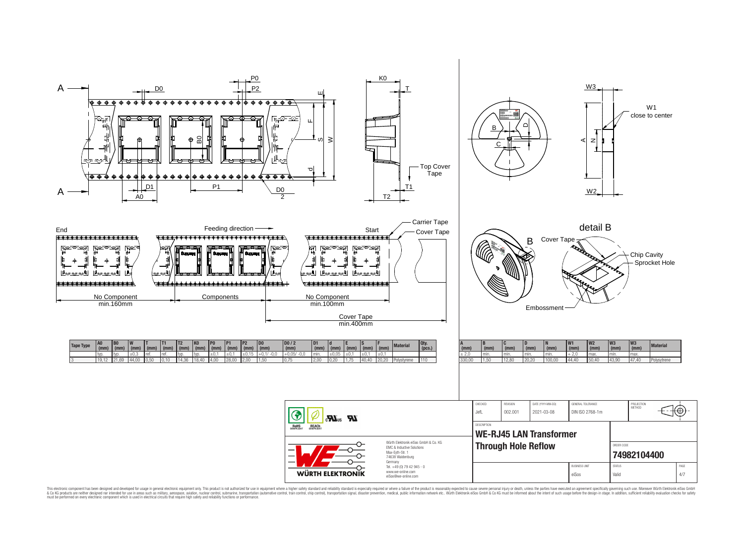End | Feeding direction | Start

No Component min.160mm | Components | No Component min.100mm

Cover Tape min.400mm

Top Cover Tape

Carrier Tape

Cover Tape

W1 close to center

detail B

Cover Tape | Chip Cavity | Sprocket Hole | Embossment

| Tape Type | A0 (mm) | B0 (mm) | W (mm) | T (mm) | T1 (mm) | T2 (mm) | K0 (mm) | P0 (mm) | P1 (mm) | P2 (mm) | D0 (mm) | D0 / 2 (mm) | D1 (mm) | d (mm) | E (mm) | S (mm) | F (mm) | Material | Qty. (pcs.) |
|---|---|---|---|---|---|---|---|---|---|---|---|---|---|---|---|---|---|---|---|
| | typ. | typ. | ±0,3 | ref. | ref. | typ. | typ. | ±0,1 | ±0,1 | ±0,15 | +0,1/ -0,0 | +0,05/ -0,0 | min. | ±0,05 | ±0,1 | ±0,1 | ±0,1 | | |
| 3 | 19,12 | 21,69 | 44,00 | 0,50 | 0,10 | 14,36 | 18,40 | 4,00 | 28,00 | 2,00 | 1,50 | 0,75 | 2,00 | 0,20 | 1,75 | 40,40 | 20,20 | Polystyrene | 110 |

| A (mm) | B (mm) | C (mm) | D (mm) | N (mm) | W1 (mm) | W2 (mm) | W3 (mm) | W3 (mm) | Material |
|---|---|---|---|---|---|---|---|---|---|
| ± 2,0 | min. | min. | min. | min. | + 2,0 | max. | min. | max. | |
| 330,00 | 1,50 | 12,80 | 20,20 | 100,00 | 44,40 | 50,40 | 43,90 | 47,40 | Polystyrene |

| CHECKED | REVISION | DATE (YYYY-MM-DD) | GENERAL TOLERANCE | PROJECTION METHOD |
|---|---|---|---|---|
| JefL | 002.001 | 2021-03-08 | DIN ISO 2768-1m | |

DESCRIPTION

**WE-RJ45 LAN Transformer Through Hole Reflow**

ORDER CODE: **74982104400**

| BUSINESS UNIT | STATUS |
|---|---|
| eiSos | Valid |

Würth Elektronik eiSos GmbH & Co. KG
EMC & Inductive Solutions
Max-Eyth-Str. 1
74638 Waldenburg
Germany
Tel. +49 (0) 79 42 945 - 0
www.we-online.com
eiSos@we-online.com

This electronic component has been designed and developed for usage in general electronic equipment only. This product is not authorized for use in equipment where a higher safety standard and reliability standard is especially required or where a failure of the product is reasonably expected to cause severe personal injury or death, unless the parties have executed an agreement specifically governing such use. Moreover Würth Elektronik eiSos GmbH & Co KG products are neither designed nor intended for use in areas such as military, aerospace, aviation, nuclear control, submarine, transportation (automotive control, train control, ship control), transportation signal, disaster prevention, medical, public information network etc.. Würth Elektronik eiSos GmbH & Co KG must be informed about the intent of such usage before the design-in stage. In addition, sufficient reliability evaluation checks for safety must be performed on every electronic component which is used in electrical circuits that require high safety and reliability functions or performance.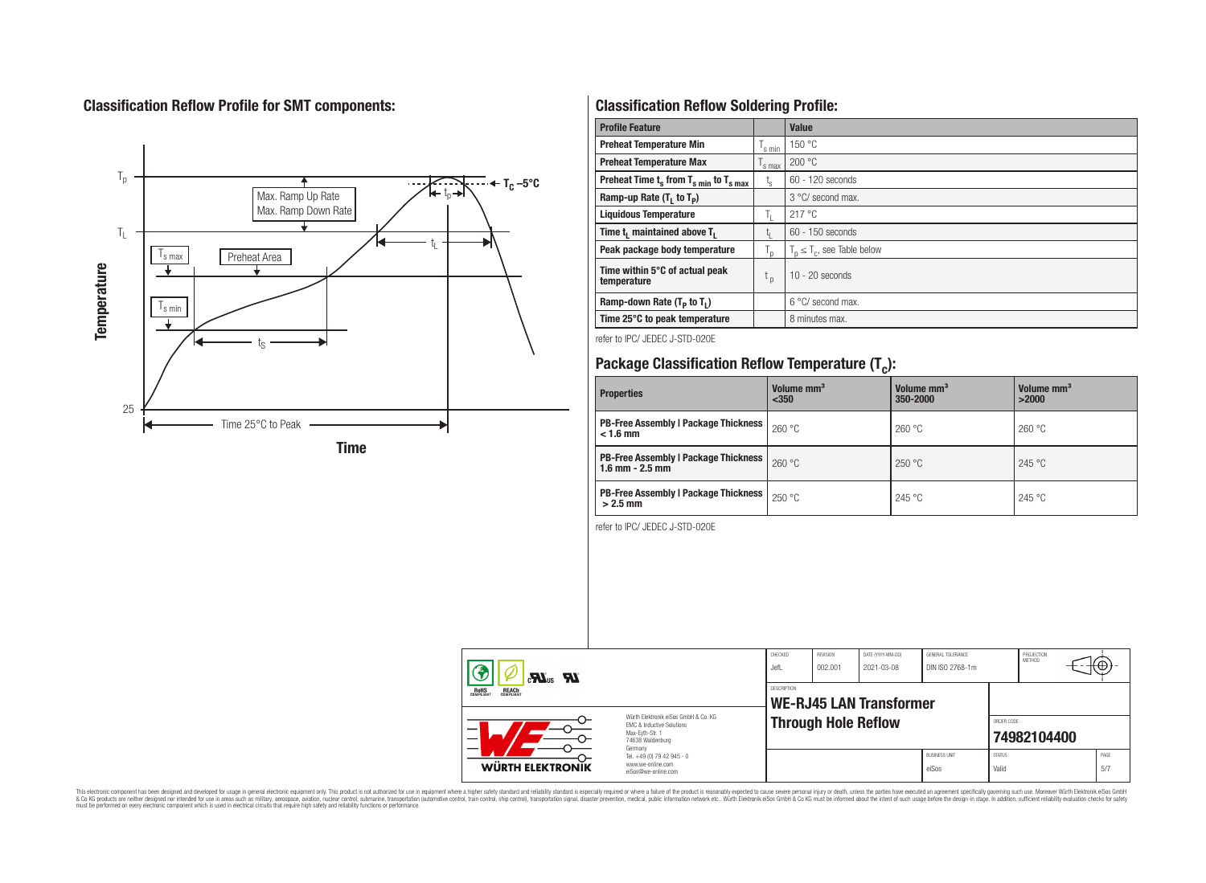## Classification Reflow Profile for SMT components:

## Classification Reflow Soldering Profile:

| Profile Feature | | Value |
|---|---|---|
| Preheat Temperature Min | $T_{s\ min}$ | 150 °C |
| Preheat Temperature Max | $T_{s\ max}$ | 200 °C |
| Preheat Time $t_s$ from $T_{s\ min}$ to $T_{s\ max}$ | $t_s$ | 60 - 120 seconds |
| Ramp-up Rate ($T_L$ to $T_P$) | | 3 °C/ second max. |
| Liquidous Temperature | $T_L$ | 217 °C |
| Time $t_L$ maintained above $T_L$ | $t_L$ | 60 - 150 seconds |
| Peak package body temperature | $T_p$ | $T_p \leq T_c$, see Table below |
| Time within 5°C of actual peak temperature | $t_p$ | 10 - 20 seconds |
| Ramp-down Rate ($T_P$ to $T_L$) | | 6 °C/ second max. |
| Time 25°C to peak temperature | | 8 minutes max. |

refer to IPC/ JEDEC J-STD-020E

## Package Classification Reflow Temperature ($T_c$):

| Properties | Volume mm³ <350 | Volume mm³ 350-2000 | Volume mm³ >2000 |
|---|---|---|---|
| PB-Free Assembly \| Package Thickness < 1.6 mm | 260 °C | 260 °C | 260 °C |
| PB-Free Assembly \| Package Thickness 1.6 mm - 2.5 mm | 260 °C | 250 °C | 245 °C |
| PB-Free Assembly \| Package Thickness > 2.5 mm | 250 °C | 245 °C | 245 °C |

refer to IPC/ JEDEC J-STD-020E

| CHECKED | REVISION | DATE (YYYY-MM-DD) | GENERAL TOLERANCE | PROJECTION METHOD |
|---|---|---|---|---|
| JefL | 002.001 | 2021-03-08 | DIN ISO 2768-1m | |

DESCRIPTION: **WE-RJ45 LAN Transformer Through Hole Reflow**

ORDER CODE: **74982104400**

BUSINESS UNIT: eiSos — STATUS: Valid

Würth Elektronik eiSos GmbH & Co. KG
EMC & Inductive Solutions
Max-Eyth-Str. 1
74638 Waldenburg
Germany
Tel. +49 (0) 79 42 945 - 0
www.we-online.com
eiSos@we-online.com

This electronic component has been designed and developed for usage in general electronic equipment only. This product is not authorized for use in equipment where a higher safety standard and reliability standard is especially required or where a failure of the product is reasonably expected to cause severe personal injury or death, unless the parties have executed an agreement specifically governing such use. Moreover Würth Elektronik eiSos GmbH & Co KG products are neither designed nor intended for use in areas such as military, aerospace, aviation, nuclear control, submarine, transportation (automotive control, train control, ship control), transportation signal, disaster prevention, medical, public information network etc.. Würth Elektronik eiSos GmbH & Co KG must be informed about the intent of such usage before the design-in stage. In addition, sufficient reliability evaluation checks for safety must be performed on every electronic component which is used in electrical circuits that require high safety and reliability functions or performance.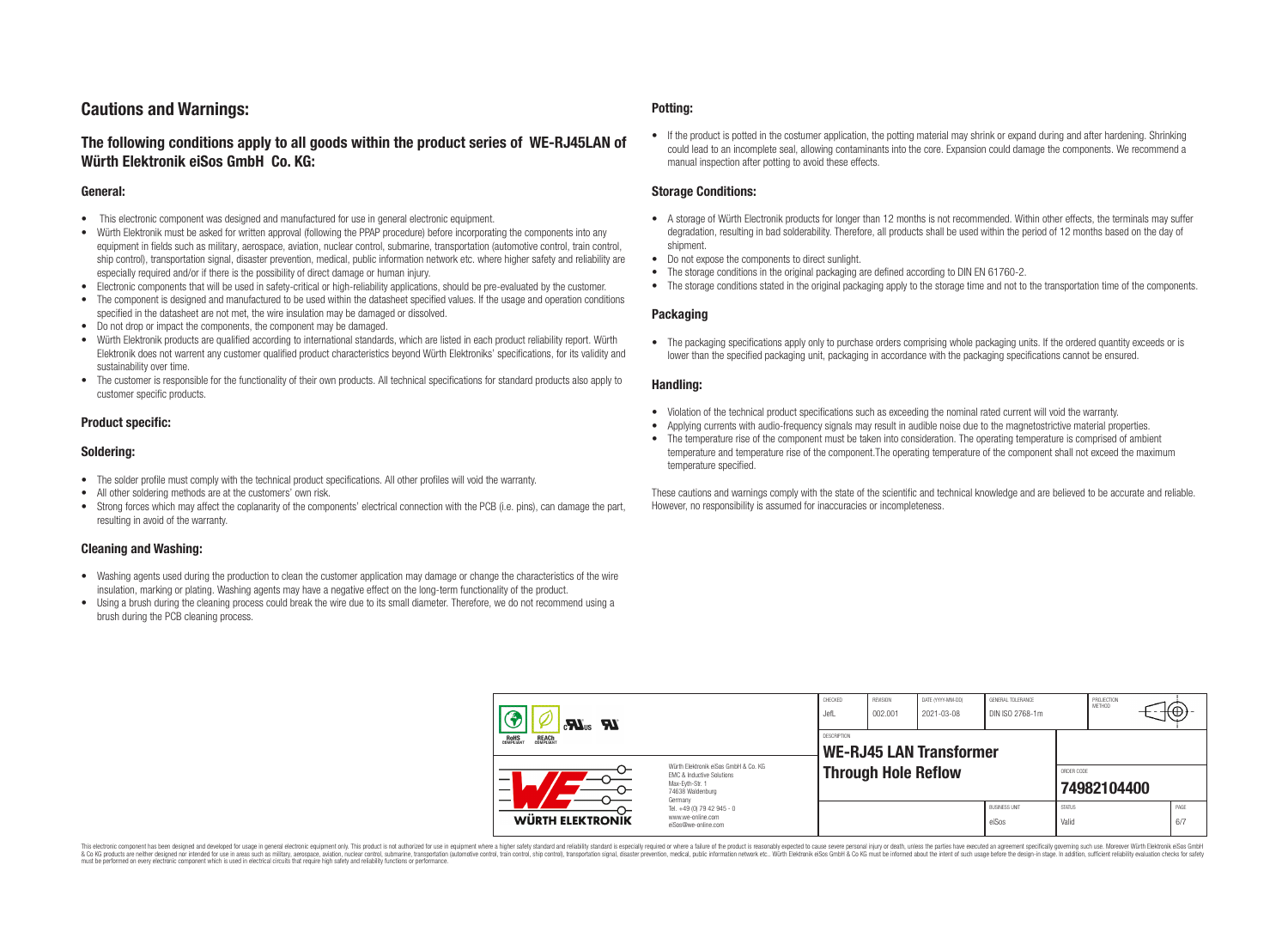## Cautions and Warnings:

### The following conditions apply to all goods within the product series of WE-RJ45LAN of Würth Elektronik eiSos GmbH Co. KG:

#### General:

- This electronic component was designed and manufactured for use in general electronic equipment.
- Würth Elektronik must be asked for written approval (following the PPAP procedure) before incorporating the components into any equipment in fields such as military, aerospace, aviation, nuclear control, submarine, transportation (automotive control, train control, ship control), transportation signal, disaster prevention, medical, public information network etc. where higher safety and reliability are especially required and/or if there is the possibility of direct damage or human injury.
- Electronic components that will be used in safety-critical or high-reliability applications, should be pre-evaluated by the customer.
- The component is designed and manufactured to be used within the datasheet specified values. If the usage and operation conditions specified in the datasheet are not met, the wire insulation may be damaged or dissolved.
- Do not drop or impact the components, the component may be damaged.
- Würth Elektronik products are qualified according to international standards, which are listed in each product reliability report. Würth Elektronik does not warrant any customer qualified product characteristics beyond Würth Elektroniks' specifications, for its validity and sustainability over time.
- The customer is responsible for the functionality of their own products. All technical specifications for standard products also apply to customer specific products.

#### Product specific:

#### Soldering:

- The solder profile must comply with the technical product specifications. All other profiles will void the warranty.
- All other soldering methods are at the customers' own risk.
- Strong forces which may affect the coplanarity of the components' electrical connection with the PCB (i.e. pins), can damage the part, resulting in avoid of the warranty.

#### Cleaning and Washing:

- Washing agents used during the production to clean the customer application may damage or change the characteristics of the wire insulation, marking or plating. Washing agents may have a negative effect on the long-term functionality of the product.
- Using a brush during the cleaning process could break the wire due to its small diameter. Therefore, we do not recommend using a brush during the PCB cleaning process.

#### Potting:

- If the product is potted in the costumer application, the potting material may shrink or expand during and after hardening. Shrinking could lead to an incomplete seal, allowing contaminants into the core. Expansion could damage the components. We recommend a manual inspection after potting to avoid these effects.

#### Storage Conditions:

- A storage of Würth Electronik products for longer than 12 months is not recommended. Within other effects, the terminals may suffer degradation, resulting in bad solderability. Therefore, all products shall be used within the period of 12 months based on the day of shipment.
- Do not expose the components to direct sunlight.
- The storage conditions in the original packaging are defined according to DIN EN 61760-2.
- The storage conditions stated in the original packaging apply to the storage time and not to the transportation time of the components.

#### Packaging

- The packaging specifications apply only to purchase orders comprising whole packaging units. If the ordered quantity exceeds or is lower than the specified packaging unit, packaging in accordance with the packaging specifications cannot be ensured.

#### Handling:

- Violation of the technical product specifications such as exceeding the nominal rated current will void the warranty.
- Applying currents with audio-frequency signals may result in audible noise due to the magnetostrictive material properties.
- The temperature rise of the component must be taken into consideration. The operating temperature is comprised of ambient temperature and temperature rise of the component.The operating temperature of the component shall not exceed the maximum temperature specified.

These cautions and warnings comply with the state of the scientific and technical knowledge and are believed to be accurate and reliable. However, no responsibility is assumed for inaccuracies or incompleteness.

| CHECKED | REVISION | DATE (YYYY-MM-DD) | GENERAL TOLERANCE | PROJECTION METHOD |
|---|---|---|---|---|
| JefL | 002.001 | 2021-03-08 | DIN ISO 2768-1m | |

| DESCRIPTION | ORDER CODE | BUSINESS UNIT | STATUS | PAGE |
|---|---|---|---|---|
| WE-RJ45 LAN Transformer Through Hole Reflow | 74982104400 | eiSos | Valid | 6/7 |

Würth Elektronik eiSos GmbH & Co. KG
EMC & Inductive Solutions
Max-Eyth-Str. 1
74638 Waldenburg
Germany
Tel. +49 (0) 79 42 945 - 0
www.we-online.com
eiSos@we-online.com

This electronic component has been designed and developed for usage in general electronic equipment only. This product is not authorized for use in equipment where a higher safety standard and reliability standard is especially required or where a failure of the product is reasonably expected to cause severe personal injury or death, unless the parties have executed an agreement specifically governing such use. Moreover Würth Elektronik eiSos GmbH & Co KG products are neither designed nor intended for use in areas such as military, aerospace, aviation, nuclear control, submarine, transportation (automotive control, train control, ship control), transportation signal, disaster prevention, medical, public information network etc.. Würth Elektronik eiSos GmbH & Co KG must be informed about the intent of such usage before the design-in stage. In addition, sufficient reliability evaluation checks for safety must be performed on every electronic component which is used in electrical circuits that require high safety and reliability functions or performance.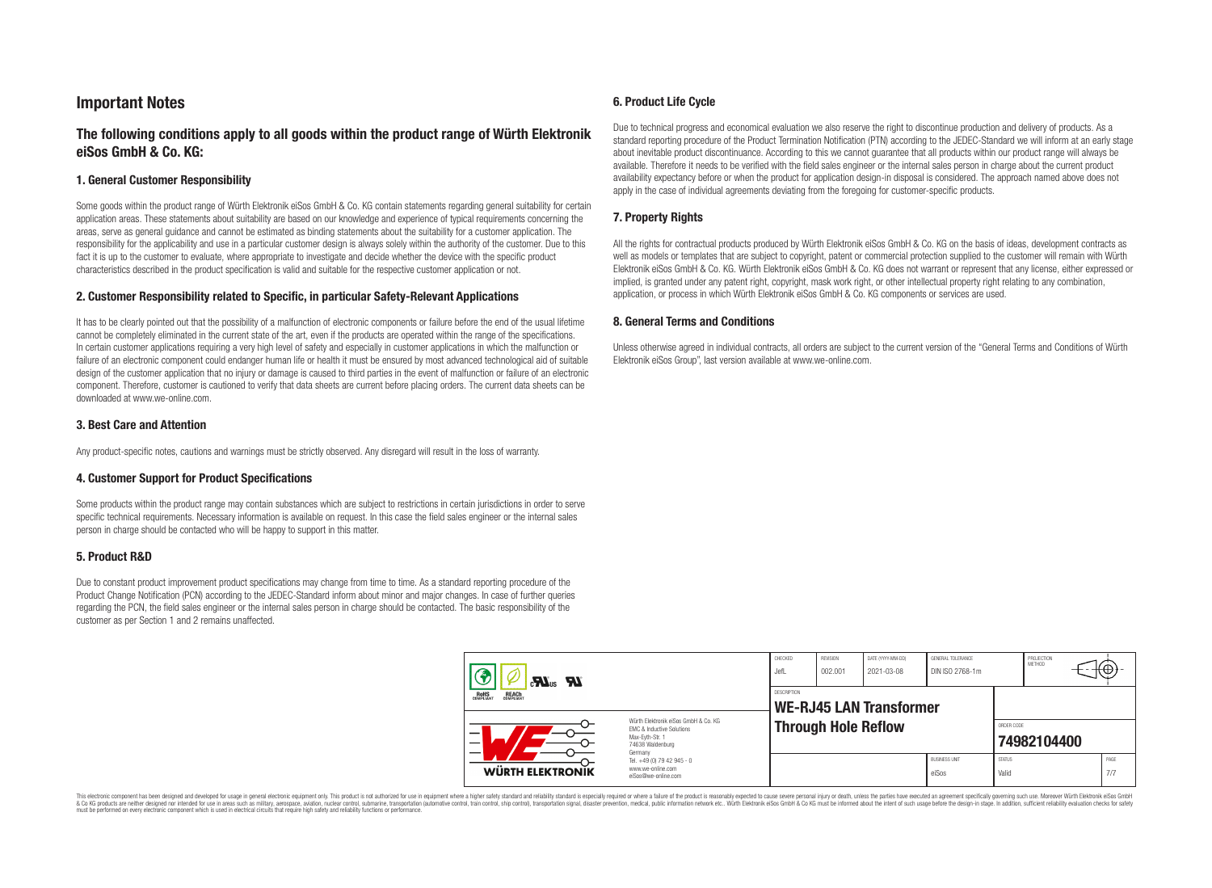# Important Notes

## The following conditions apply to all goods within the product range of Würth Elektronik eiSos GmbH & Co. KG:

### 1. General Customer Responsibility

Some goods within the product range of Würth Elektronik eiSos GmbH & Co. KG contain statements regarding general suitability for certain application areas. These statements about suitability are based on our knowledge and experience of typical requirements concerning the areas, serve as general guidance and cannot be estimated as binding statements about the suitability for a customer application. The responsibility for the applicability and use in a particular customer design is always solely within the authority of the customer. Due to this fact it is up to the customer to evaluate, where appropriate to investigate and decide whether the device with the specific product characteristics described in the product specification is valid and suitable for the respective customer application or not.

### 2. Customer Responsibility related to Specific, in particular Safety-Relevant Applications

It has to be clearly pointed out that the possibility of a malfunction of electronic components or failure before the end of the usual lifetime cannot be completely eliminated in the current state of the art, even if the products are operated within the range of the specifications. In certain customer applications requiring a very high level of safety and especially in customer applications in which the malfunction or failure of an electronic component could endanger human life or health it must be ensured by most advanced technological aid of suitable design of the customer application that no injury or damage is caused to third parties in the event of malfunction or failure of an electronic component. Therefore, customer is cautioned to verify that data sheets are current before placing orders. The current data sheets can be downloaded at www.we-online.com.

### 3. Best Care and Attention

Any product-specific notes, cautions and warnings must be strictly observed. Any disregard will result in the loss of warranty.

### 4. Customer Support for Product Specifications

Some products within the product range may contain substances which are subject to restrictions in certain jurisdictions in order to serve specific technical requirements. Necessary information is available on request. In this case the field sales engineer or the internal sales person in charge should be contacted who will be happy to support in this matter.

### 5. Product R&D

Due to constant product improvement product specifications may change from time to time. As a standard reporting procedure of the Product Change Notification (PCN) according to the JEDEC-Standard inform about minor and major changes. In case of further queries regarding the PCN, the field sales engineer or the internal sales person in charge should be contacted. The basic responsibility of the customer as per Section 1 and 2 remains unaffected.

### 6. Product Life Cycle

Due to technical progress and economical evaluation we also reserve the right to discontinue production and delivery of products. As a standard reporting procedure of the Product Termination Notification (PTN) according to the JEDEC-Standard we will inform at an early stage about inevitable product discontinuance. According to this we cannot guarantee that all products within our product range will always be available. Therefore it needs to be verified with the field sales engineer or the internal sales person in charge about the current product availability expectancy before or when the product for application design-in disposal is considered. The approach named above does not apply in the case of individual agreements deviating from the foregoing for customer-specific products.

### 7. Property Rights

All the rights for contractual products produced by Würth Elektronik eiSos GmbH & Co. KG on the basis of ideas, development contracts as well as models or templates that are subject to copyright, patent or commercial protection supplied to the customer will remain with Würth Elektronik eiSos GmbH & Co. KG. Würth Elektronik eiSos GmbH & Co. KG does not warrant or represent that any license, either expressed or implied, is granted under any patent right, copyright, mask work right, or other intellectual property right relating to any combination, application, or process in which Würth Elektronik eiSos GmbH & Co. KG components or services are used.

### 8. General Terms and Conditions

Unless otherwise agreed in individual contracts, all orders are subject to the current version of the "General Terms and Conditions of Würth Elektronik eiSos Group", last version available at www.we-online.com.

| | | | | | | | |
|---|---|---|---|---|---|---|---|
| RoHS COMPLIANT, REACh COMPLIANT | | CHECKED JefL | REVISION 002.001 | DATE (YYYY-MM-DD) 2021-03-08 | GENERAL TOLERANCE DIN ISO 2768-1m | PROJECTION METHOD | |
| | | DESCRIPTION **WE-RJ45 LAN Transformer Through Hole Reflow** | | | | ORDER CODE **74982104400** | |
| WÜRTH ELEKTRONIK | Würth Elektronik eiSos GmbH & Co. KG, EMC & Inductive Solutions, Max-Eyth-Str. 1, 74638 Waldenburg, Germany, Tel. +49 (0) 79 42 945 - 0, www.we-online.com, eiSos@we-online.com | | | | BUSINESS UNIT eiSos | STATUS Valid | PAGE 7/7 |

This electronic component has been designed and developed for usage in general electronic equipment only. This product is not authorized for use in equipment where a higher safety standard and reliability standard is especially required or where a failure of the product is reasonably expected to cause severe personal injury or death, unless the parties have executed an agreement specifically governing such use. Moreover Würth Elektronik eiSos GmbH & Co KG products are neither designed nor intended for use in areas such as military, aerospace, aviation, nuclear control, submarine, transportation (automotive control, train control, ship control), transportation signal, disaster prevention, medical, public information network etc.. Würth Elektronik eiSos GmbH & Co KG must be informed about the intent of such usage before the design-in stage. In addition, sufficient reliability evaluation checks for safety must be performed on every electronic component which is used in electrical circuits that require high safety and reliability functions or performance.